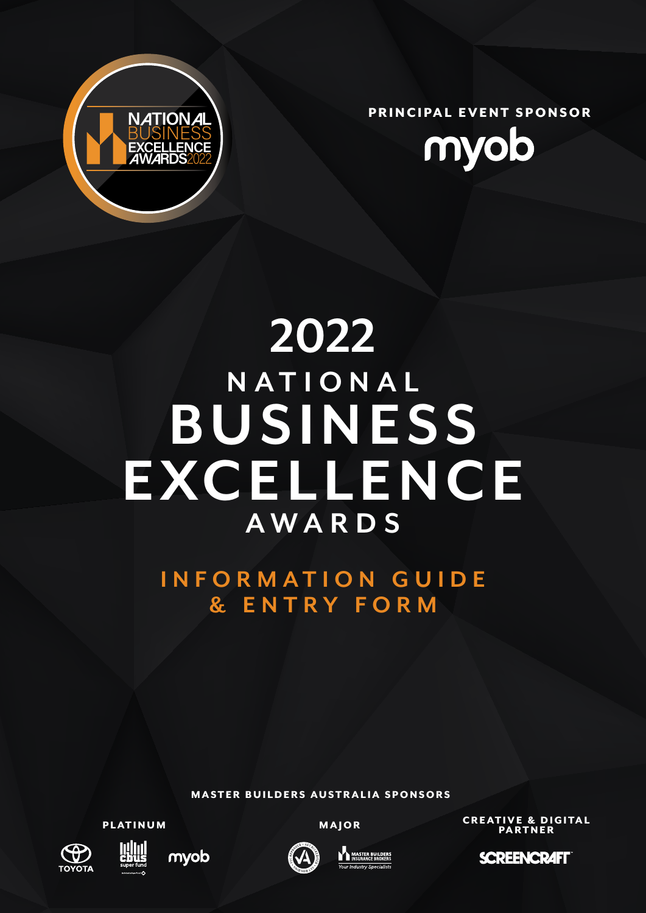NATIONAL BUSINESS EXCELLENCE AWARDS 2022

PRINCIPAL EVENT SPONSOR

myob

# 2022 NATIONAL BUSINESS EXCELLENCE AWARDS

## INFORMATION GUIDE & ENTRY FORM

MASTER BUILDERS AUSTRALIA SPONSORS

PLATINUM

TOYOTA | cbus super fund | myob

MAJOR

MASTER BUILDERS INSURANCE BROKERS *Your Industry Specialists*

CREATIVE & DIGITAL PARTNER

SCREENCRAFT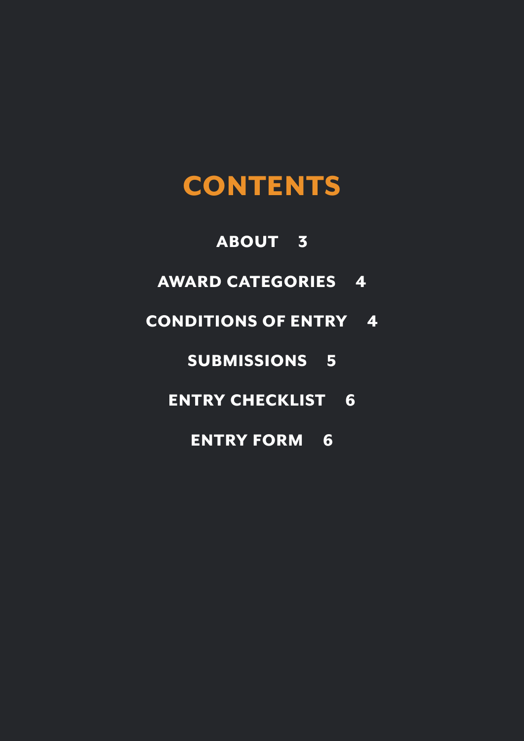# CONTENTS

**ABOUT 3**

**AWARD CATEGORIES 4**

**CONDITIONS OF ENTRY 4**

**SUBMISSIONS 5**

**ENTRY CHECKLIST 6**

**ENTRY FORM 6**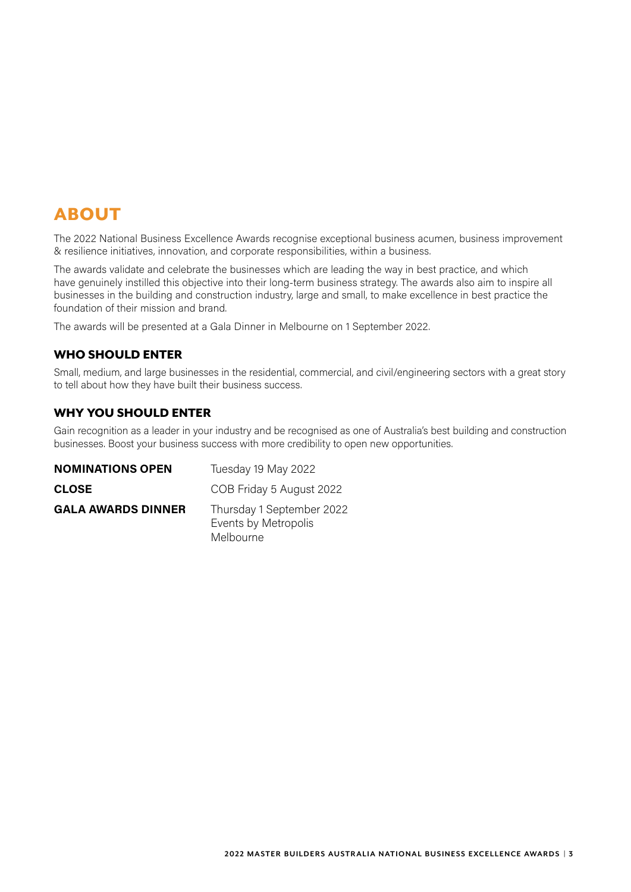# ABOUT

The 2022 National Business Excellence Awards recognise exceptional business acumen, business improvement & resilience initiatives, innovation, and corporate responsibilities, within a business.

The awards validate and celebrate the businesses which are leading the way in best practice, and which have genuinely instilled this objective into their long-term business strategy. The awards also aim to inspire all businesses in the building and construction industry, large and small, to make excellence in best practice the foundation of their mission and brand.

The awards will be presented at a Gala Dinner in Melbourne on 1 September 2022.

## WHO SHOULD ENTER

Small, medium, and large businesses in the residential, commercial, and civil/engineering sectors with a great story to tell about how they have built their business success.

## WHY YOU SHOULD ENTER

Gain recognition as a leader in your industry and be recognised as one of Australia's best building and construction businesses. Boost your business success with more credibility to open new opportunities.

| | |
|---|---|
| **NOMINATIONS OPEN** | Tuesday 19 May 2022 |
| **CLOSE** | COB Friday 5 August 2022 |
| **GALA AWARDS DINNER** | Thursday 1 September 2022<br>Events by Metropolis<br>Melbourne |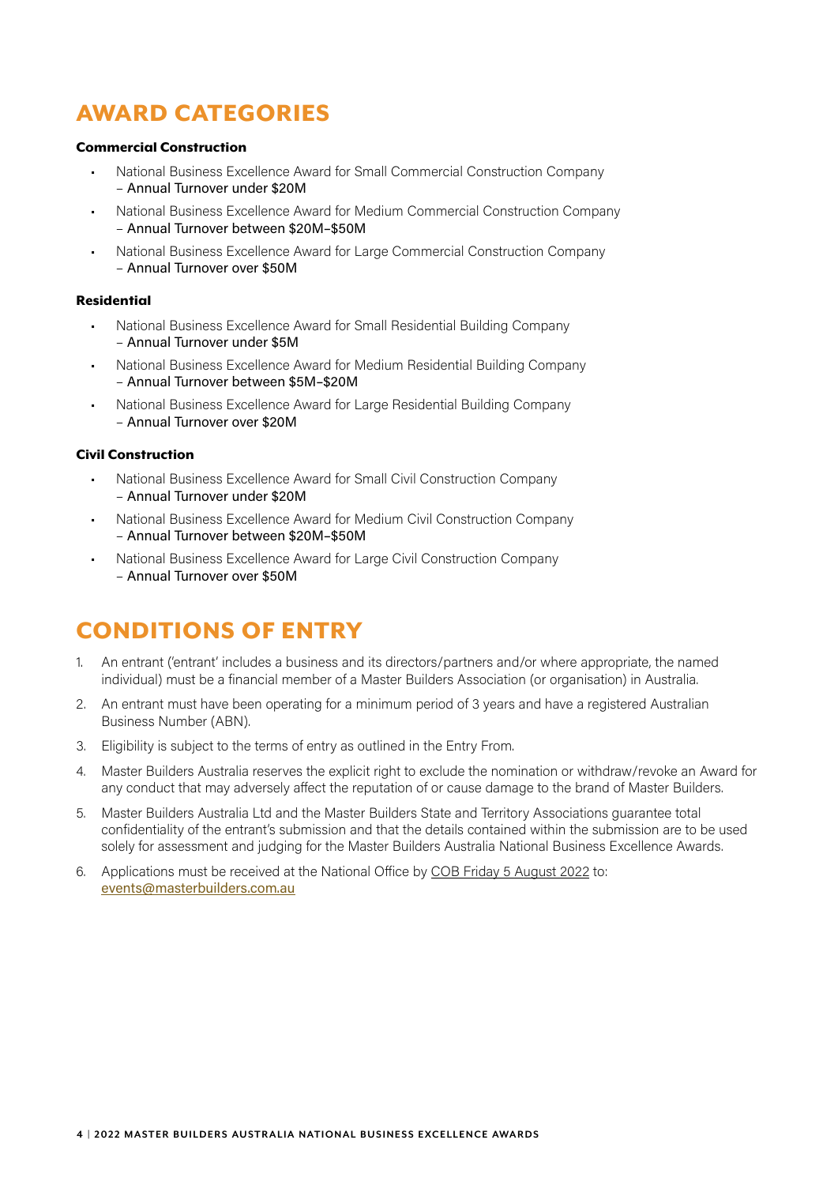## AWARD CATEGORIES

### Commercial Construction

- National Business Excellence Award for Small Commercial Construction Company – Annual Turnover under $20M
- National Business Excellence Award for Medium Commercial Construction Company – Annual Turnover between $20M–$50M
- National Business Excellence Award for Large Commercial Construction Company – Annual Turnover over $50M

### Residential

- National Business Excellence Award for Small Residential Building Company – Annual Turnover under $5M
- National Business Excellence Award for Medium Residential Building Company – Annual Turnover between $5M–$20M
- National Business Excellence Award for Large Residential Building Company – Annual Turnover over $20M

### Civil Construction

- National Business Excellence Award for Small Civil Construction Company – Annual Turnover under $20M
- National Business Excellence Award for Medium Civil Construction Company – Annual Turnover between $20M–$50M
- National Business Excellence Award for Large Civil Construction Company – Annual Turnover over $50M

## CONDITIONS OF ENTRY

1. An entrant ('entrant' includes a business and its directors/partners and/or where appropriate, the named individual) must be a financial member of a Master Builders Association (or organisation) in Australia.
2. An entrant must have been operating for a minimum period of 3 years and have a registered Australian Business Number (ABN).
3. Eligibility is subject to the terms of entry as outlined in the Entry From.
4. Master Builders Australia reserves the explicit right to exclude the nomination or withdraw/revoke an Award for any conduct that may adversely affect the reputation of or cause damage to the brand of Master Builders.
5. Master Builders Australia Ltd and the Master Builders State and Territory Associations guarantee total confidentiality of the entrant's submission and that the details contained within the submission are to be used solely for assessment and judging for the Master Builders Australia National Business Excellence Awards.
6. Applications must be received at the National Office by COB Friday 5 August 2022 to: events@masterbuilders.com.au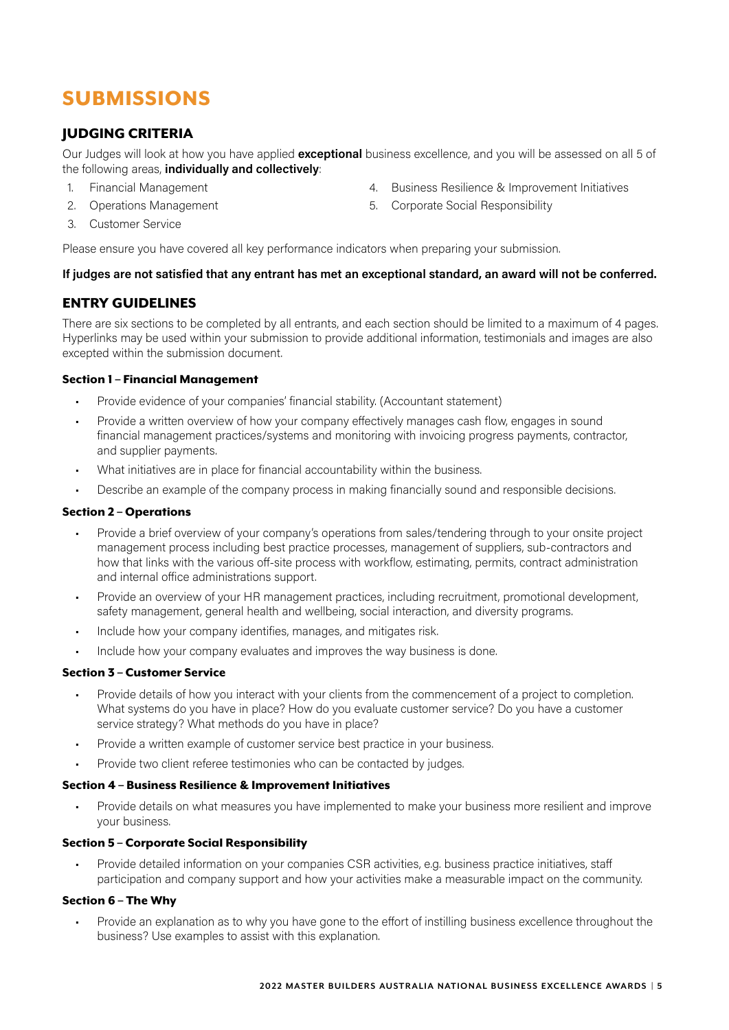# SUBMISSIONS

## JUDGING CRITERIA

Our Judges will look at how you have applied **exceptional** business excellence, and you will be assessed on all 5 of the following areas, **individually and collectively**:

1. Financial Management
2. Operations Management
3. Customer Service
4. Business Resilience & Improvement Initiatives
5. Corporate Social Responsibility

Please ensure you have covered all key performance indicators when preparing your submission.

**If judges are not satisfied that any entrant has met an exceptional standard, an award will not be conferred.**

## ENTRY GUIDELINES

There are six sections to be completed by all entrants, and each section should be limited to a maximum of 4 pages. Hyperlinks may be used within your submission to provide additional information, testimonials and images are also excepted within the submission document.

### Section 1 – Financial Management

- Provide evidence of your companies' financial stability. (Accountant statement)
- Provide a written overview of how your company effectively manages cash flow, engages in sound financial management practices/systems and monitoring with invoicing progress payments, contractor, and supplier payments.
- What initiatives are in place for financial accountability within the business.
- Describe an example of the company process in making financially sound and responsible decisions.

### Section 2 – Operations

- Provide a brief overview of your company's operations from sales/tendering through to your onsite project management process including best practice processes, management of suppliers, sub-contractors and how that links with the various off-site process with workflow, estimating, permits, contract administration and internal office administrations support.
- Provide an overview of your HR management practices, including recruitment, promotional development, safety management, general health and wellbeing, social interaction, and diversity programs.
- Include how your company identifies, manages, and mitigates risk.
- Include how your company evaluates and improves the way business is done.

### Section 3 – Customer Service

- Provide details of how you interact with your clients from the commencement of a project to completion. What systems do you have in place? How do you evaluate customer service? Do you have a customer service strategy? What methods do you have in place?
- Provide a written example of customer service best practice in your business.
- Provide two client referee testimonies who can be contacted by judges.

### Section 4 – Business Resilience & Improvement Initiatives

- Provide details on what measures you have implemented to make your business more resilient and improve your business.

### Section 5 – Corporate Social Responsibility

- Provide detailed information on your companies CSR activities, e.g. business practice initiatives, staff participation and company support and how your activities make a measurable impact on the community.

### Section 6 – The Why

- Provide an explanation as to why you have gone to the effort of instilling business excellence throughout the business? Use examples to assist with this explanation.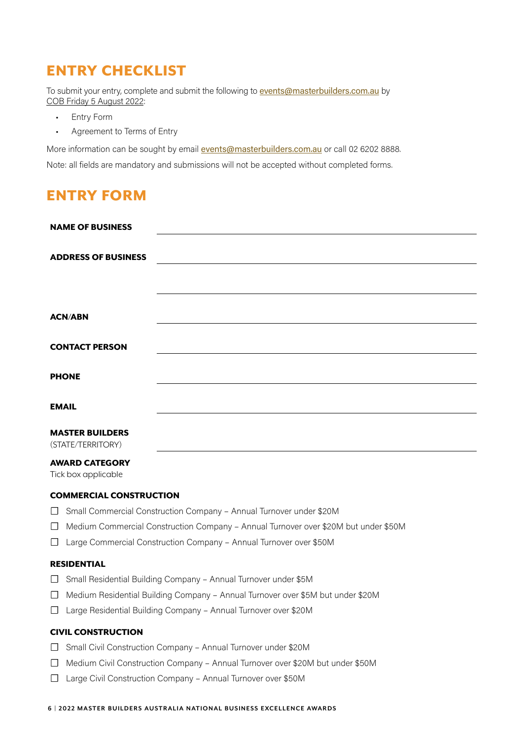## ENTRY CHECKLIST

To submit your entry, complete and submit the following to events@masterbuilders.com.au by COB Friday 5 August 2022:

- Entry Form
- Agreement to Terms of Entry

More information can be sought by email events@masterbuilders.com.au or call 02 6202 8888.

Note: all fields are mandatory and submissions will not be accepted without completed forms.

## ENTRY FORM

**NAME OF BUSINESS** \_\_\_\_\_\_\_\_\_\_\_\_\_\_\_\_\_\_\_\_\_\_\_\_\_\_\_\_\_\_\_\_\_\_\_\_\_\_\_\_

**ADDRESS OF BUSINESS** \_\_\_\_\_\_\_\_\_\_\_\_\_\_\_\_\_\_\_\_\_\_\_\_\_\_\_\_\_\_\_\_\_\_\_\_\_\_\_\_

\_\_\_\_\_\_\_\_\_\_\_\_\_\_\_\_\_\_\_\_\_\_\_\_\_\_\_\_\_\_\_\_\_\_\_\_\_\_\_\_

**ACN/ABN** \_\_\_\_\_\_\_\_\_\_\_\_\_\_\_\_\_\_\_\_\_\_\_\_\_\_\_\_\_\_\_\_\_\_\_\_\_\_\_\_

**CONTACT PERSON** \_\_\_\_\_\_\_\_\_\_\_\_\_\_\_\_\_\_\_\_\_\_\_\_\_\_\_\_\_\_\_\_\_\_\_\_\_\_\_\_

**PHONE** \_\_\_\_\_\_\_\_\_\_\_\_\_\_\_\_\_\_\_\_\_\_\_\_\_\_\_\_\_\_\_\_\_\_\_\_\_\_\_\_

**EMAIL** \_\_\_\_\_\_\_\_\_\_\_\_\_\_\_\_\_\_\_\_\_\_\_\_\_\_\_\_\_\_\_\_\_\_\_\_\_\_\_\_

**MASTER BUILDERS**
(STATE/TERRITORY) \_\_\_\_\_\_\_\_\_\_\_\_\_\_\_\_\_\_\_\_\_\_\_\_\_\_\_\_\_\_\_\_\_\_\_\_\_\_\_\_

**AWARD CATEGORY**
Tick box applicable

**COMMERCIAL CONSTRUCTION**

- ☐ Small Commercial Construction Company – Annual Turnover under $20M
- ☐ Medium Commercial Construction Company – Annual Turnover over $20M but under $50M
- ☐ Large Commercial Construction Company – Annual Turnover over $50M

**RESIDENTIAL**

- ☐ Small Residential Building Company – Annual Turnover under $5M
- ☐ Medium Residential Building Company – Annual Turnover over $5M but under $20M
- ☐ Large Residential Building Company – Annual Turnover over $20M

**CIVIL CONSTRUCTION**

- ☐ Small Civil Construction Company – Annual Turnover under $20M
- ☐ Medium Civil Construction Company – Annual Turnover over $20M but under $50M
- ☐ Large Civil Construction Company – Annual Turnover over $50M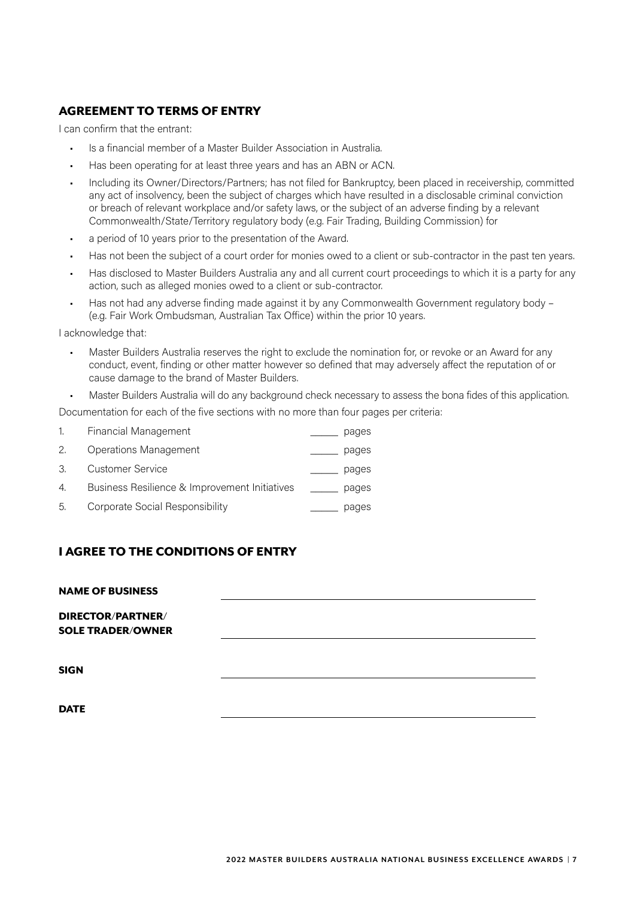## AGREEMENT TO TERMS OF ENTRY

I can confirm that the entrant:

- Is a financial member of a Master Builder Association in Australia.
- Has been operating for at least three years and has an ABN or ACN.
- Including its Owner/Directors/Partners; has not filed for Bankruptcy, been placed in receivership, committed any act of insolvency, been the subject of charges which have resulted in a disclosable criminal conviction or breach of relevant workplace and/or safety laws, or the subject of an adverse finding by a relevant Commonwealth/State/Territory regulatory body (e.g. Fair Trading, Building Commission) for
- a period of 10 years prior to the presentation of the Award.
- Has not been the subject of a court order for monies owed to a client or sub-contractor in the past ten years.
- Has disclosed to Master Builders Australia any and all current court proceedings to which it is a party for any action, such as alleged monies owed to a client or sub-contractor.
- Has not had any adverse finding made against it by any Commonwealth Government regulatory body – (e.g. Fair Work Ombudsman, Australian Tax Office) within the prior 10 years.

I acknowledge that:

- Master Builders Australia reserves the right to exclude the nomination for, or revoke or an Award for any conduct, event, finding or other matter however so defined that may adversely affect the reputation of or cause damage to the brand of Master Builders.
- Master Builders Australia will do any background check necessary to assess the bona fides of this application.

Documentation for each of the five sections with no more than four pages per criteria:

1. Financial Management ______ pages
2. Operations Management ______ pages
3. Customer Service ______ pages
4. Business Resilience & Improvement Initiatives ______ pages
5. Corporate Social Responsibility ______ pages

## I AGREE TO THE CONDITIONS OF ENTRY

**NAME OF BUSINESS** ______________________________

**DIRECTOR/PARTNER/ SOLE TRADER/OWNER** ______________________________

**SIGN** ______________________________

**DATE** ______________________________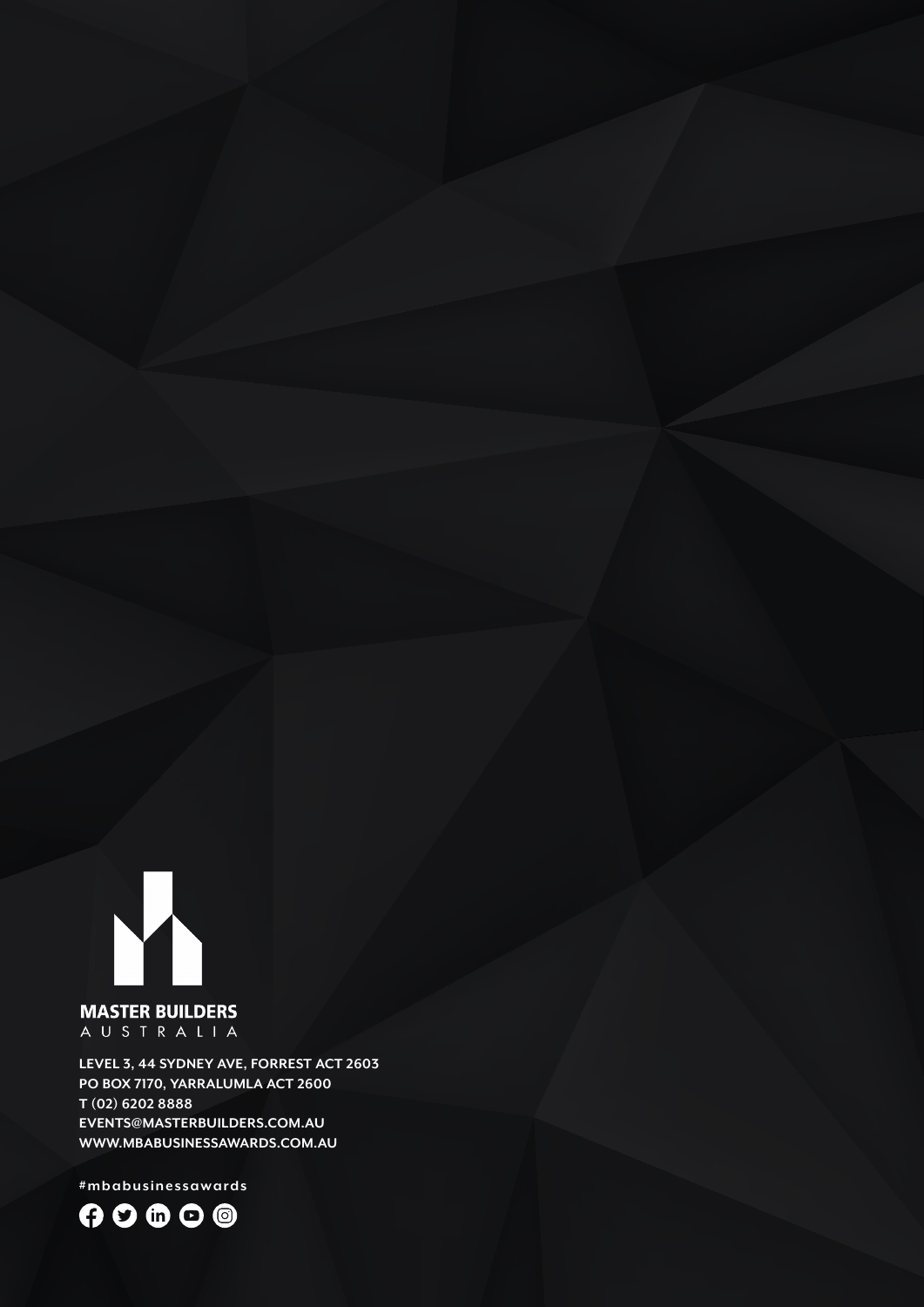MASTER BUILDERS
AUSTRALIA

LEVEL 3, 44 SYDNEY AVE, FORREST ACT 2603
PO BOX 7170, YARRALUMLA ACT 2600
T (02) 6202 8888
EVENTS@MASTERBUILDERS.COM.AU
WWW.MBABUSINESSAWARDS.COM.AU

#mbabusinessawards